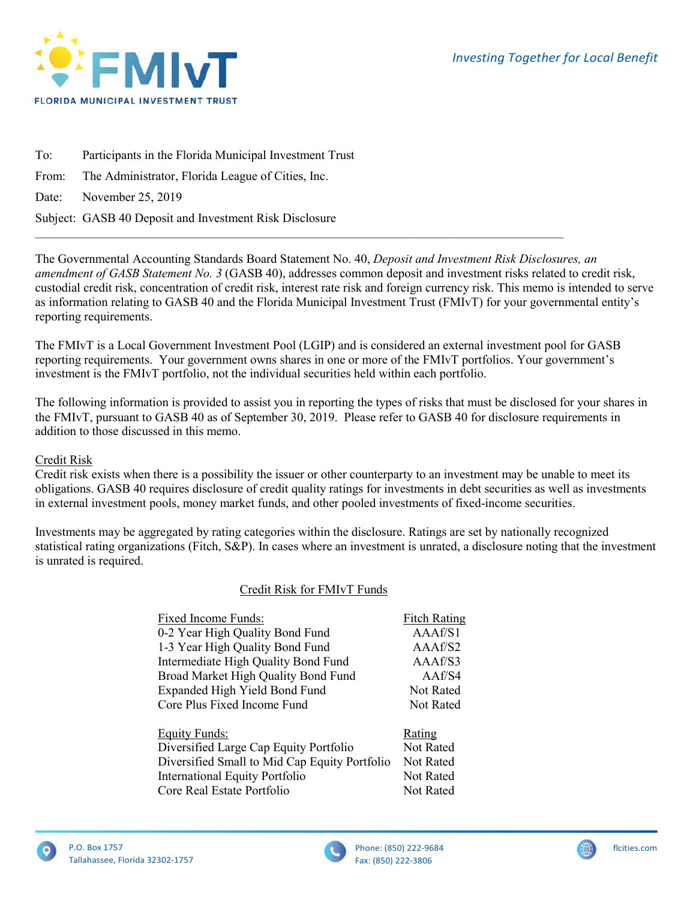To: Participants in the Florida Municipal Investment Trust

From: The Administrator, Florida League of Cities, Inc.

Date: November 25, 2019

Subject: GASB 40 Deposit and Investment Risk Disclosure

---

The Governmental Accounting Standards Board Statement No. 40, *Deposit and Investment Risk Disclosures, an amendment of GASB Statement No. 3* (GASB 40), addresses common deposit and investment risks related to credit risk, custodial credit risk, concentration of credit risk, interest rate risk and foreign currency risk. This memo is intended to serve as information relating to GASB 40 and the Florida Municipal Investment Trust (FMIvT) for your governmental entity's reporting requirements.

The FMIvT is a Local Government Investment Pool (LGIP) and is considered an external investment pool for GASB reporting requirements. Your government owns shares in one or more of the FMIvT portfolios. Your government's investment is the FMIvT portfolio, not the individual securities held within each portfolio.

The following information is provided to assist you in reporting the types of risks that must be disclosed for your shares in the FMIvT, pursuant to GASB 40 as of September 30, 2019. Please refer to GASB 40 for disclosure requirements in addition to those discussed in this memo.

## Credit Risk

Credit risk exists when there is a possibility the issuer or other counterparty to an investment may be unable to meet its obligations. GASB 40 requires disclosure of credit quality ratings for investments in debt securities as well as investments in external investment pools, money market funds, and other pooled investments of fixed-income securities.

Investments may be aggregated by rating categories within the disclosure. Ratings are set by nationally recognized statistical rating organizations (Fitch, S&P). In cases where an investment is unrated, a disclosure noting that the investment is unrated is required.

### Credit Risk for FMIvT Funds

| Fixed Income Funds: | Fitch Rating |
|---|---|
| 0-2 Year High Quality Bond Fund | AAAf/S1 |
| 1-3 Year High Quality Bond Fund | AAAf/S2 |
| Intermediate High Quality Bond Fund | AAAf/S3 |
| Broad Market High Quality Bond Fund | AAf/S4 |
| Expanded High Yield Bond Fund | Not Rated |
| Core Plus Fixed Income Fund | Not Rated |

| Equity Funds: | Rating |
|---|---|
| Diversified Large Cap Equity Portfolio | Not Rated |
| Diversified Small to Mid Cap Equity Portfolio | Not Rated |
| International Equity Portfolio | Not Rated |
| Core Real Estate Portfolio | Not Rated |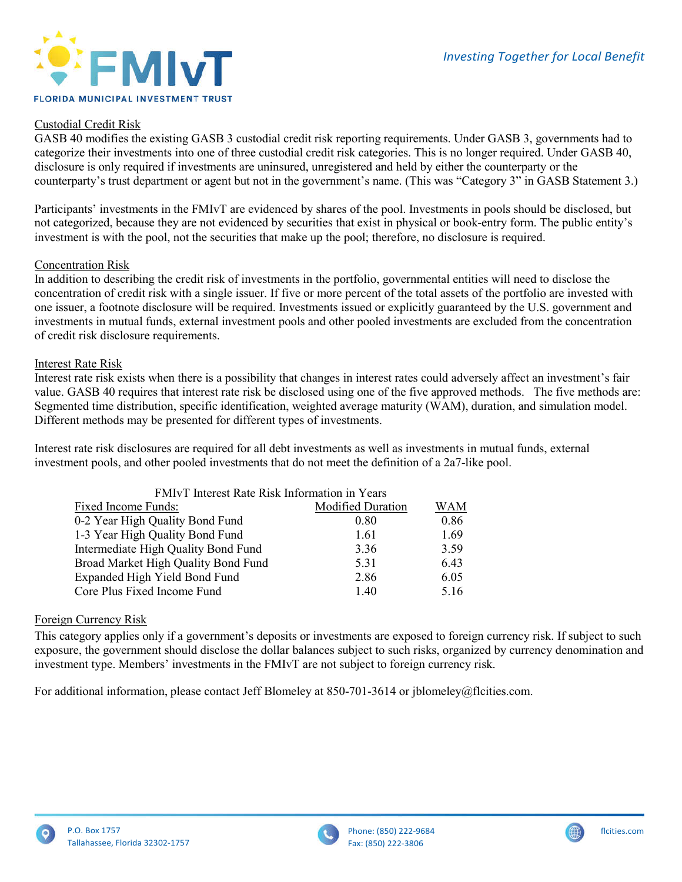Custodial Credit Risk

GASB 40 modifies the existing GASB 3 custodial credit risk reporting requirements. Under GASB 3, governments had to categorize their investments into one of three custodial credit risk categories. This is no longer required. Under GASB 40, disclosure is only required if investments are uninsured, unregistered and held by either the counterparty or the counterparty's trust department or agent but not in the government's name. (This was "Category 3" in GASB Statement 3.)

Participants' investments in the FMIvT are evidenced by shares of the pool. Investments in pools should be disclosed, but not categorized, because they are not evidenced by securities that exist in physical or book-entry form. The public entity's investment is with the pool, not the securities that make up the pool; therefore, no disclosure is required.

Concentration Risk

In addition to describing the credit risk of investments in the portfolio, governmental entities will need to disclose the concentration of credit risk with a single issuer. If five or more percent of the total assets of the portfolio are invested with one issuer, a footnote disclosure will be required. Investments issued or explicitly guaranteed by the U.S. government and investments in mutual funds, external investment pools and other pooled investments are excluded from the concentration of credit risk disclosure requirements.

Interest Rate Risk

Interest rate risk exists when there is a possibility that changes in interest rates could adversely affect an investment's fair value. GASB 40 requires that interest rate risk be disclosed using one of the five approved methods. The five methods are: Segmented time distribution, specific identification, weighted average maturity (WAM), duration, and simulation model. Different methods may be presented for different types of investments.

Interest rate risk disclosures are required for all debt investments as well as investments in mutual funds, external investment pools, and other pooled investments that do not meet the definition of a 2a7-like pool.

FMIvT Interest Rate Risk Information in Years

| Fixed Income Funds: | Modified Duration | WAM |
|---|---|---|
| 0-2 Year High Quality Bond Fund | 0.80 | 0.86 |
| 1-3 Year High Quality Bond Fund | 1.61 | 1.69 |
| Intermediate High Quality Bond Fund | 3.36 | 3.59 |
| Broad Market High Quality Bond Fund | 5.31 | 6.43 |
| Expanded High Yield Bond Fund | 2.86 | 6.05 |
| Core Plus Fixed Income Fund | 1.40 | 5.16 |

Foreign Currency Risk

This category applies only if a government's deposits or investments are exposed to foreign currency risk. If subject to such exposure, the government should disclose the dollar balances subject to such risks, organized by currency denomination and investment type. Members' investments in the FMIvT are not subject to foreign currency risk.

For additional information, please contact Jeff Blomeley at 850-701-3614 or jblomeley@flcities.com.